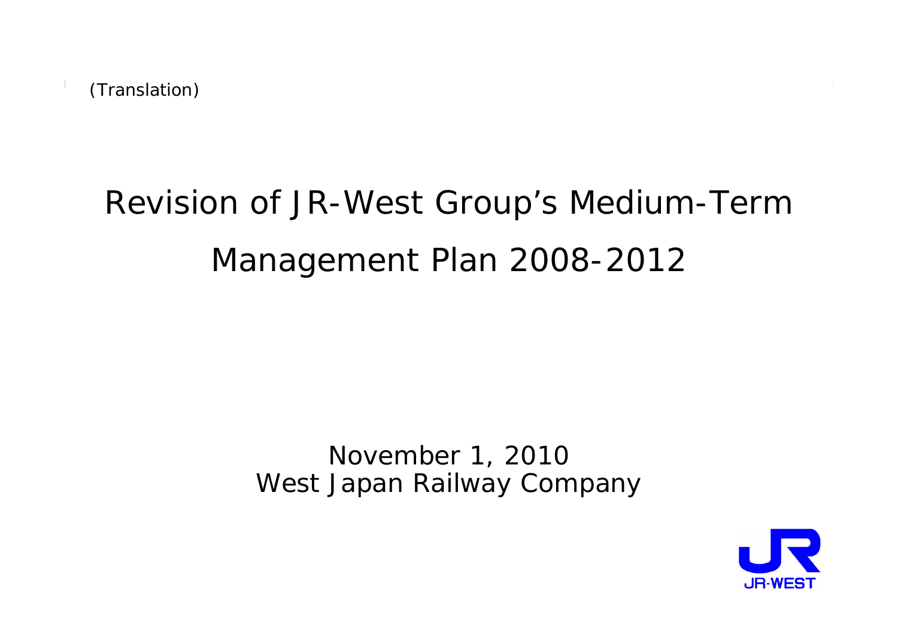(Translation)

# Revision of JR-West Group's Medium-Term Management Plan 2008-2012

November 1, 2010
West Japan Railway Company

JR-WEST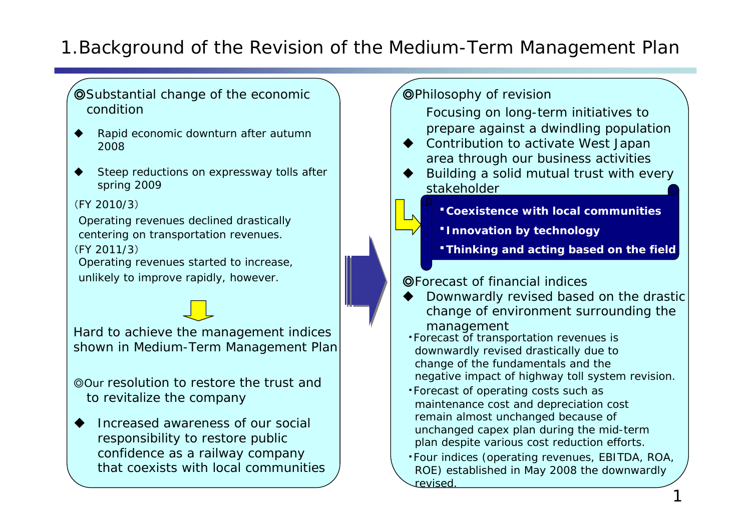# 1.Background of the Revision of the Medium-Term Management Plan

◎Substantial change of the economic condition

- Rapid economic downturn after autumn 2008
- Steep reductions on expressway tolls after spring 2009

(FY 2010/3)
Operating revenues declined drastically centering on transportation revenues.
(FY 2011/3)
Operating revenues started to increase, unlikely to improve rapidly, however.

Hard to achieve the management indices shown in Medium-Term Management Plan

◎Our resolution to restore the trust and to revitalize the company

- Increased awareness of our social responsibility to restore public confidence as a railway company that coexists with local communities

◎Philosophy of revision

Focusing on long-term initiatives to prepare against a dwindling population

- Contribution to activate West Japan area through our business activities
- Building a solid mutual trust with every stakeholder

**・Coexistence with local communities**
**・Innovation by technology**
**・Thinking and acting based on the field**

◎Forecast of financial indices

- Downwardly revised based on the drastic change of environment surrounding the management

・Forecast of transportation revenues is downwardly revised drastically due to change of the fundamentals and the negative impact of highway toll system revision.
・Forecast of operating costs such as maintenance cost and depreciation cost remain almost unchanged because of unchanged capex plan during the mid-term plan despite various cost reduction efforts.
・Four indices (operating revenues, EBITDA, ROA, ROE) established in May 2008 the downwardly revised.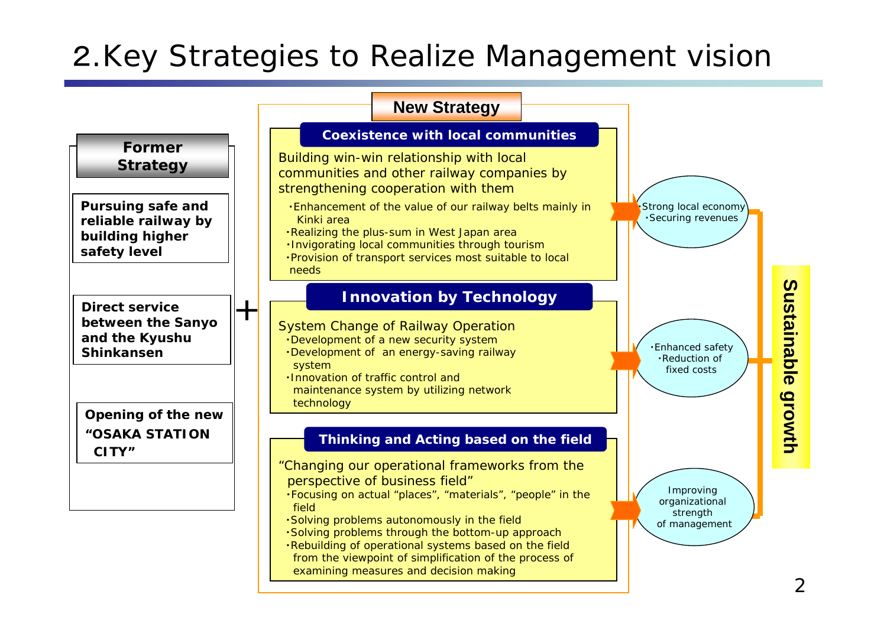# 2.Key Strategies to Realize Management vision

## Former Strategy

**Pursuing safe and reliable railway by building higher safety level**

**Direct service between the Sanyo and the Kyushu Shinkansen**

**Opening of the new "OSAKA STATION CITY"**

＋

## New Strategy

### Coexistence with local communities

Building win-win relationship with local communities and other railway companies by strengthening cooperation with them

- Enhancement of the value of our railway belts mainly in Kinki area
- Realizing the plus-sum in West Japan area
- Invigorating local communities through tourism
- Provision of transport services most suitable to local needs

→ ・Strong local economy ・Securing revenues

### Innovation by Technology

System Change of Railway Operation

- Development of a new security system
- Development of an energy-saving railway system
- Innovation of traffic control and maintenance system by utilizing network technology

→ ・Enhanced safety ・Reduction of fixed costs

### Thinking and Acting based on the field

"Changing our operational frameworks from the perspective of business field"

- Focusing on actual "places", "materials", "people" in the field
- Solving problems autonomously in the field
- Solving problems through the bottom-up approach
- Rebuilding of operational systems based on the field from the viewpoint of simplification of the process of examining measures and decision making

→ Improving organizational strength of management

**Sustainable growth**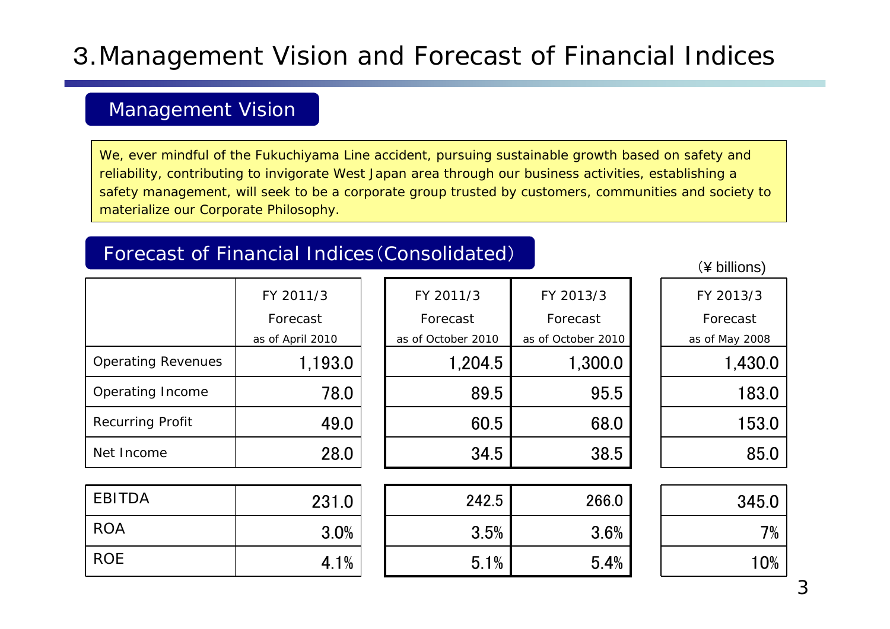# 3.Management Vision and Forecast of Financial Indices

## Management Vision

We, ever mindful of the Fukuchiyama Line accident, pursuing sustainable growth based on safety and reliability, contributing to invigorate West Japan area through our business activities, establishing a safety management, will seek to be a corporate group trusted by customers, communities and society to materialize our Corporate Philosophy.

## Forecast of Financial Indices (Consolidated)

(¥ billions)

| | FY 2011/3 Forecast as of April 2010 | FY 2011/3 Forecast as of October 2010 | FY 2013/3 Forecast as of October 2010 | FY 2013/3 Forecast as of May 2008 |
|---|---|---|---|---|
| Operating Revenues | 1,193.0 | 1,204.5 | 1,300.0 | 1,430.0 |
| Operating Income | 78.0 | 89.5 | 95.5 | 183.0 |
| Recurring Profit | 49.0 | 60.5 | 68.0 | 153.0 |
| Net Income | 28.0 | 34.5 | 38.5 | 85.0 |
| EBITDA | 231.0 | 242.5 | 266.0 | 345.0 |
| ROA | 3.0% | 3.5% | 3.6% | 7% |
| ROE | 4.1% | 5.1% | 5.4% | 10% |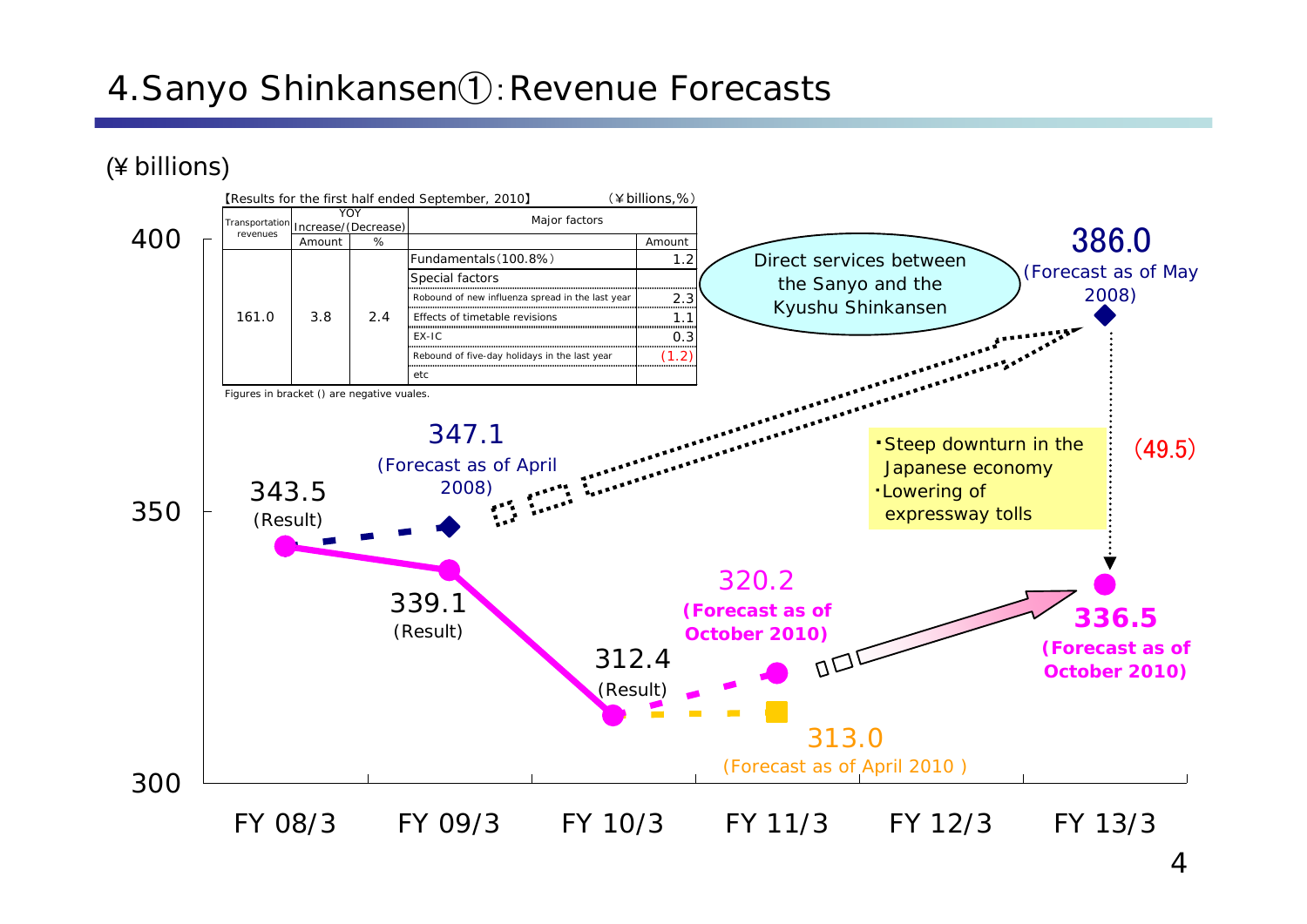# 4.Sanyo Shinkansen①:Revenue Forecasts

(¥ billions)

【Results for the first half ended September, 2010】 (¥billions,%)

| Transportation revenues | YOY Increase/(Decrease) Amount | % | Major factors | Amount |
|---|---|---|---|---|
| 161.0 | 3.8 | 2.4 | Fundamentals(100.8%) | 1.2 |
| | | | Special factors | |
| | | | Robound of new influenza spread in the last year | 2.3 |
| | | | Effects of timetable revisions | 1.1 |
| | | | EX-IC | 0.3 |
| | | | Rebound of five-day holidays in the last year | (1.2) |
| | | | etc | |

Figures in bracket () are negative vuales.

| | FY 08/3 | FY 09/3 | FY 10/3 | FY 11/3 | FY 12/3 | FY 13/3 |
|---|---|---|---|---|---|---|
| Result | 343.5 | 339.1 | 312.4 | | | |
| Forecast as of April 2008 | | 347.1 | | | | |
| Forecast as of May 2008 | | | | | | 386.0 |
| Forecast as of April 2010 | | | | 313.0 | | |
| Forecast as of October 2010 | | | | 320.2 | | 336.5 |

Direct services between the Sanyo and the Kyushu Shinkansen

(49.5)

- Steep downturn in the Japanese economy
- Lowering of expressway tolls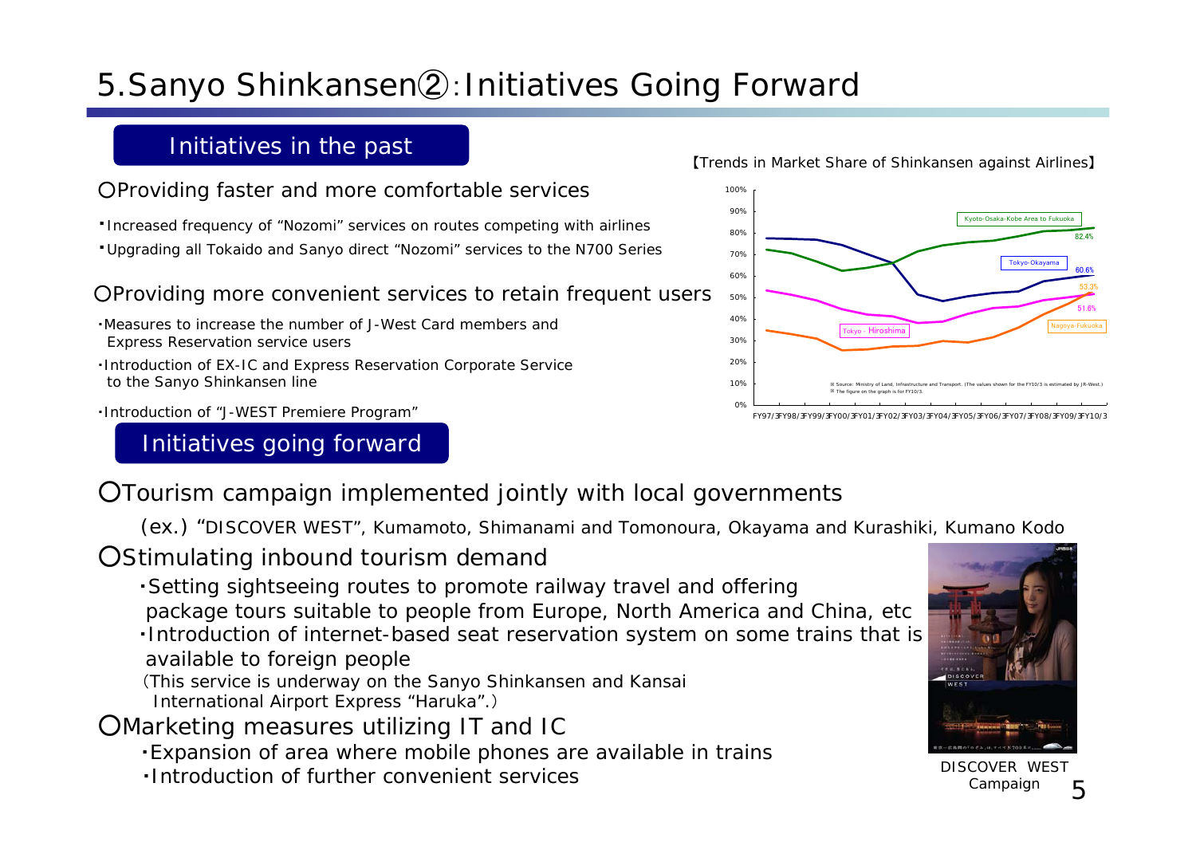# 5.Sanyo Shinkansen②:Initiatives Going Forward

## Initiatives in the past

○Providing faster and more comfortable services

- Increased frequency of "Nozomi" services on routes competing with airlines
- Upgrading all Tokaido and Sanyo direct "Nozomi" services to the N700 Series

○Providing more convenient services to retain frequent users

- Measures to increase the number of J-West Card members and Express Reservation service users
- Introduction of EX-IC and Express Reservation Corporate Service to the Sanyo Shinkansen line
- Introduction of "J-WEST Premiere Program"

【Trends in Market Share of Shinkansen against Airlines】

Kyoto-Osaka-Kobe Area to Fukuoka: 82.4%
Tokyo-Okayama: 60.6%
Tokyo - Hiroshima: 51.6%
Nagoya-Fukuoka: 53.3%

FY97/3 FY98/3 FY99/3 FY00/3 FY01/3 FY02/3 FY03/3 FY04/3 FY05/3 FY06/3 FY07/3 FY08/3 FY09/3 FY10/3

※ Source: Ministry of Land, Infrastructure and Transport. (The values shown for the FY10/3 is estimated by JR-West.)
※ The figure on the graph is for FY10/3.

## Initiatives going forward

○Tourism campaign implemented jointly with local governments

(ex.) "DISCOVER WEST", Kumamoto, Shimanami and Tomonoura, Okayama and Kurashiki, Kumano Kodo

○Stimulating inbound tourism demand

- Setting sightseeing routes to promote railway travel and offering package tours suitable to people from Europe, North America and China, etc
- Introduction of internet-based seat reservation system on some trains that is available to foreign people

(This service is underway on the Sanyo Shinkansen and Kansai International Airport Express "Haruka".)

○Marketing measures utilizing IT and IC

- Expansion of area where mobile phones are available in trains
- Introduction of further convenient services

DISCOVER WEST Campaign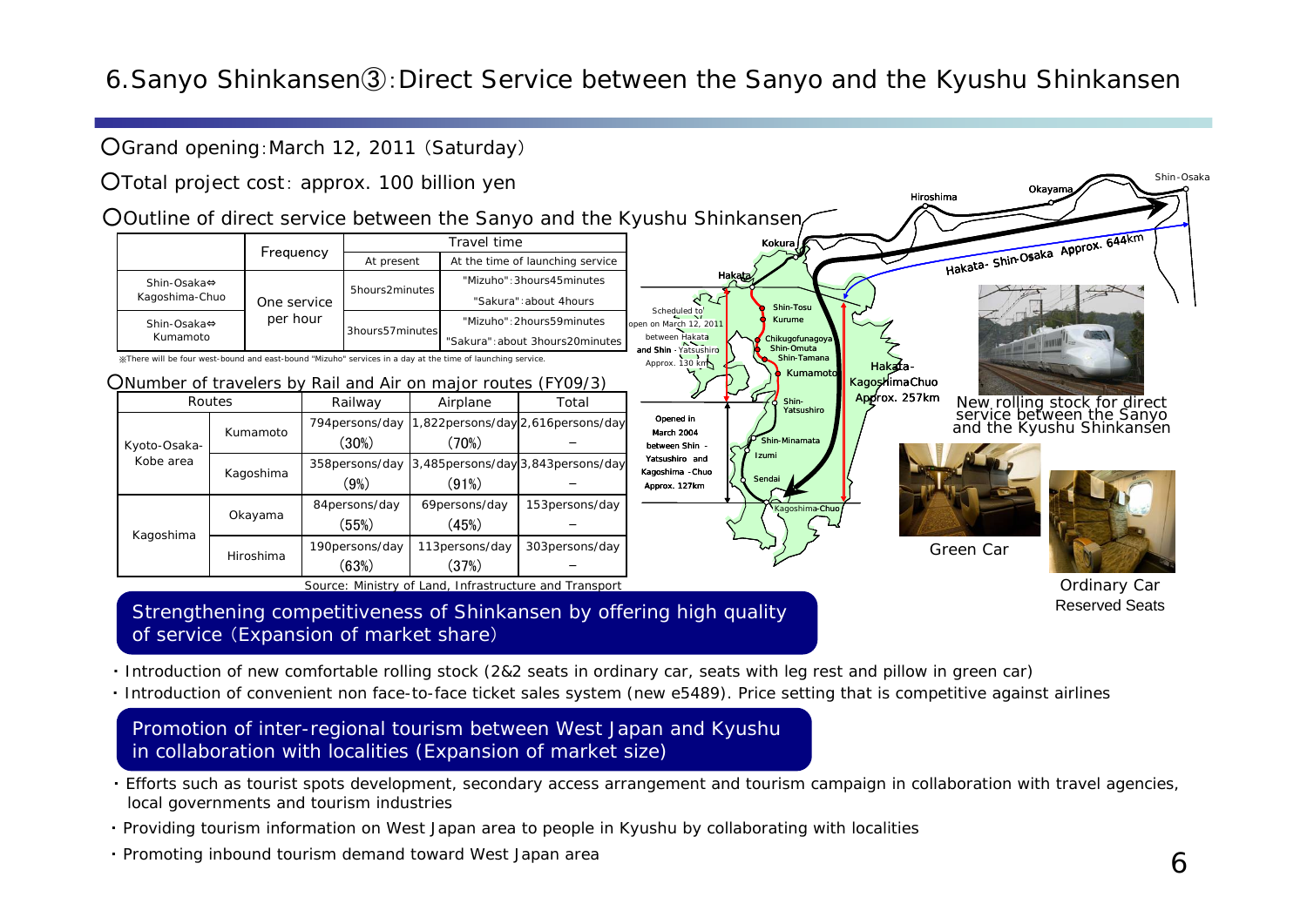# 6.Sanyo Shinkansen③:Direct Service between the Sanyo and the Kyushu Shinkansen

○Grand opening:March 12, 2011 (Saturday)

○Total project cost: approx. 100 billion yen

○Outline of direct service between the Sanyo and the Kyushu Shinkansen

| | Frequency | Travel time | |
|---|---|---|---|
| | | At present | At the time of launching service |
| Shin-Osaka⇔Kagoshima-Chuo | One service per hour | 5hours2minutes | "Mizuho":3hours45minutes<br>"Sakura":about 4hours |
| Shin-Osaka⇔Kumamoto | | 3hours57minutes | "Mizuho":2hours59minutes<br>"Sakura":about 3hours20minutes |

※There will be four west-bound and east-bound "Mizuho" services in a day at the time of launching service.

○Number of travelers by Rail and Air on major routes (FY09/3)

| Routes | | Railway | Airplane | Total |
|---|---|---|---|---|
| Kyoto-Osaka-Kobe area | Kumamoto | 794persons/day (30%) | 1,822persons/day (70%) | 2,616persons/day — |
| | Kagoshima | 358persons/day (9%) | 3,485persons/day (91%) | 3,843persons/day — |
| Kagoshima | Okayama | 84persons/day (55%) | 69persons/day (45%) | 153persons/day — |
| | Hiroshima | 190persons/day (63%) | 113persons/day (37%) | 303persons/day — |

Source: Ministry of Land, Infrastructure and Transport

Shin-Osaka, Okayama, Hiroshima, Kokura, Hakata, Hakata- Shin-Osaka Approx. 644km

Scheduled to open on March 12, 2011 between Hakata and Shin - Yatsushiro Approx. 130 km

Opened in March 2004 between Shin - Yatsushiro and Kagoshima -Chuo Approx. 127km

Shin-Tosu, Kurume, Chikugofunagoya, Shin-Omuta, Shin-Tamana, Kumamoto, Shin-Yatsushiro, Shin-Minamata, Izumi, Sendai, Kagoshima-Chuo

Hakata-KagoshimaChuo Approx. 257km

New rolling stock for direct service between the Sanyo and the Kyushu Shinkansen

Green Car

Ordinary Car Reserved Seats

## Strengthening competitiveness of Shinkansen by offering high quality of service (Expansion of market share)

- Introduction of new comfortable rolling stock (2&2 seats in ordinary car, seats with leg rest and pillow in green car)
- Introduction of convenient non face-to-face ticket sales system (new e5489). Price setting that is competitive against airlines

## Promotion of inter-regional tourism between West Japan and Kyushu in collaboration with localities (Expansion of market size)

- Efforts such as tourist spots development, secondary access arrangement and tourism campaign in collaboration with travel agencies, local governments and tourism industries
- Providing tourism information on West Japan area to people in Kyushu by collaborating with localities
- Promoting inbound tourism demand toward West Japan area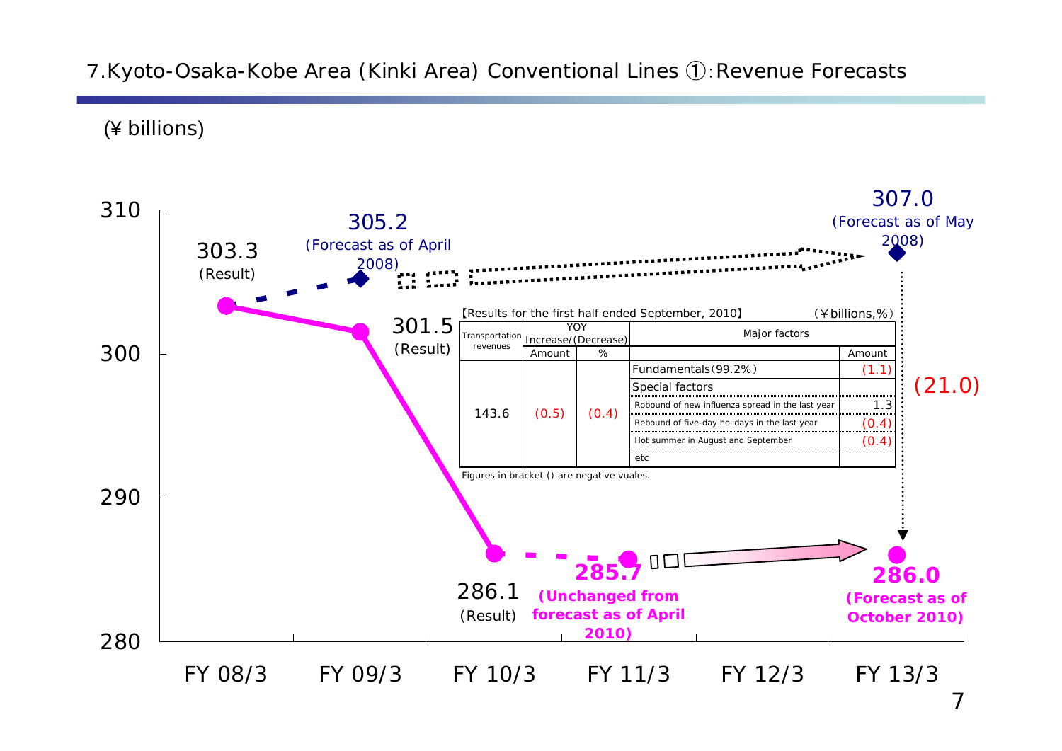# 7.Kyoto-Osaka-Kobe Area (Kinki Area) Conventional Lines ①:Revenue Forecasts

(¥ billions)

- FY 08/3: 303.3 (Result)
- FY 09/3: 301.5 (Result); 305.2 (Forecast as of April 2008)
- FY 10/3: 286.1 (Result)
- FY 11/3: 285.7 (Unchanged from forecast as of April 2010)
- FY 13/3: 307.0 (Forecast as of May 2008); 286.0 (Forecast as of October 2010); (21.0)

【Results for the first half ended September, 2010】 (¥billions,%)

| Transportation revenues | YOY Increase/(Decrease) | | Major factors | |
|---|---|---|---|---|
| | Amount | % | | Amount |
| 143.6 | (0.5) | (0.4) | Fundamentals(99.2%) | (1.1) |
| | | | Special factors | |
| | | | Robound of new influenza spread in the last year | 1.3 |
| | | | Rebound of five-day holidays in the last year | (0.4) |
| | | | Hot summer in August and September | (0.4) |
| | | | etc | |

Figures in bracket () are negative vuales.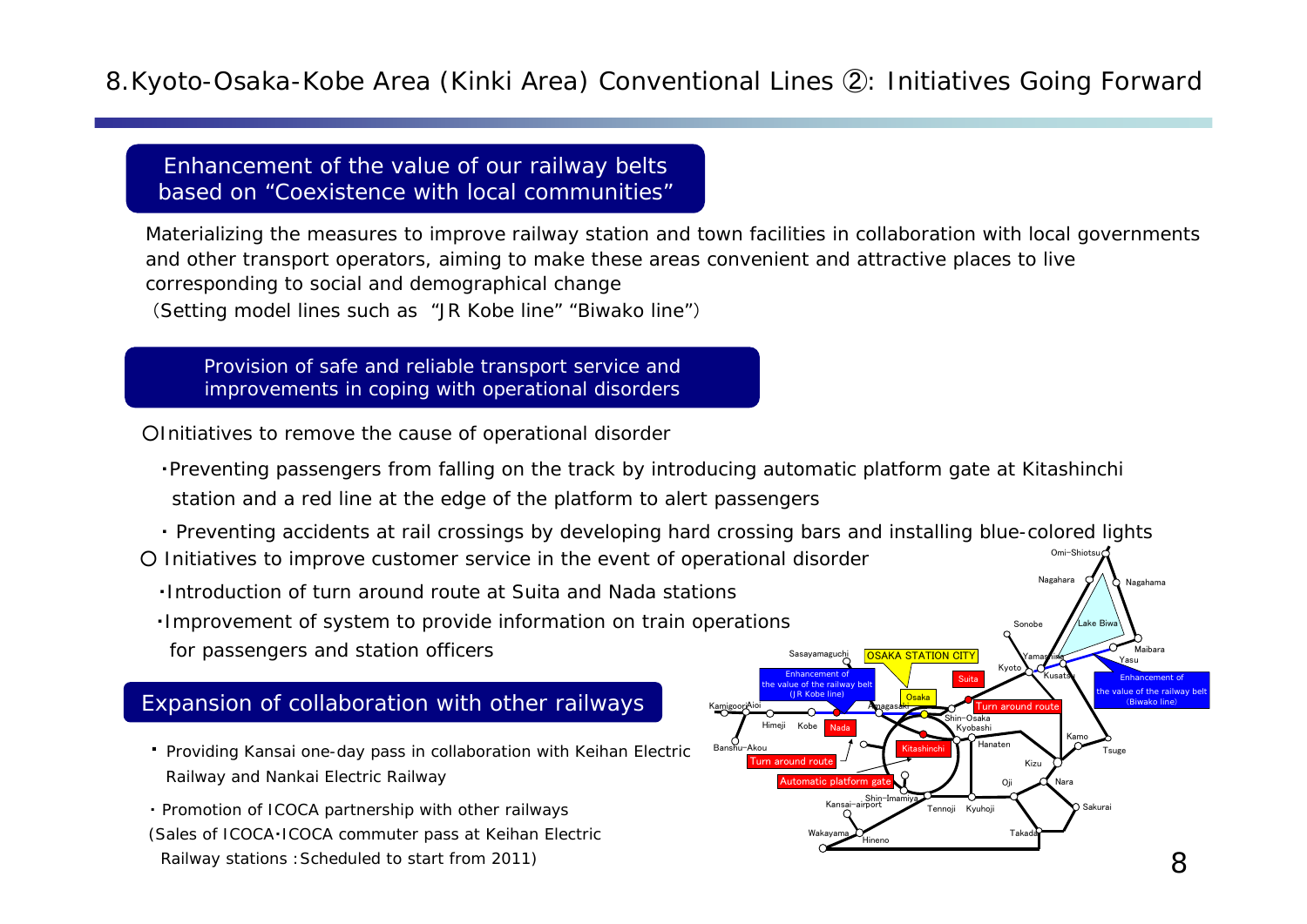# 8.Kyoto-Osaka-Kobe Area (Kinki Area) Conventional Lines ②: Initiatives Going Forward

## Enhancement of the value of our railway belts based on "Coexistence with local communities"

Materializing the measures to improve railway station and town facilities in collaboration with local governments and other transport operators, aiming to make these areas convenient and attractive places to live corresponding to social and demographical change
(Setting model lines such as "JR Kobe line" "Biwako line")

## Provision of safe and reliable transport service and improvements in coping with operational disorders

○Initiatives to remove the cause of operational disorder

- Preventing passengers from falling on the track by introducing automatic platform gate at Kitashinchi station and a red line at the edge of the platform to alert passengers
- Preventing accidents at rail crossings by developing hard crossing bars and installing blue-colored lights

○ Initiatives to improve customer service in the event of operational disorder

- Introduction of turn around route at Suita and Nada stations
- Improvement of system to provide information on train operations for passengers and station officers

## Expansion of collaboration with other railways

- Providing Kansai one-day pass in collaboration with Keihan Electric Railway and Nankai Electric Railway
- Promotion of ICOCA partnership with other railways
(Sales of ICOCA・ICOCA commuter pass at Keihan Electric Railway stations :Scheduled to start from 2011)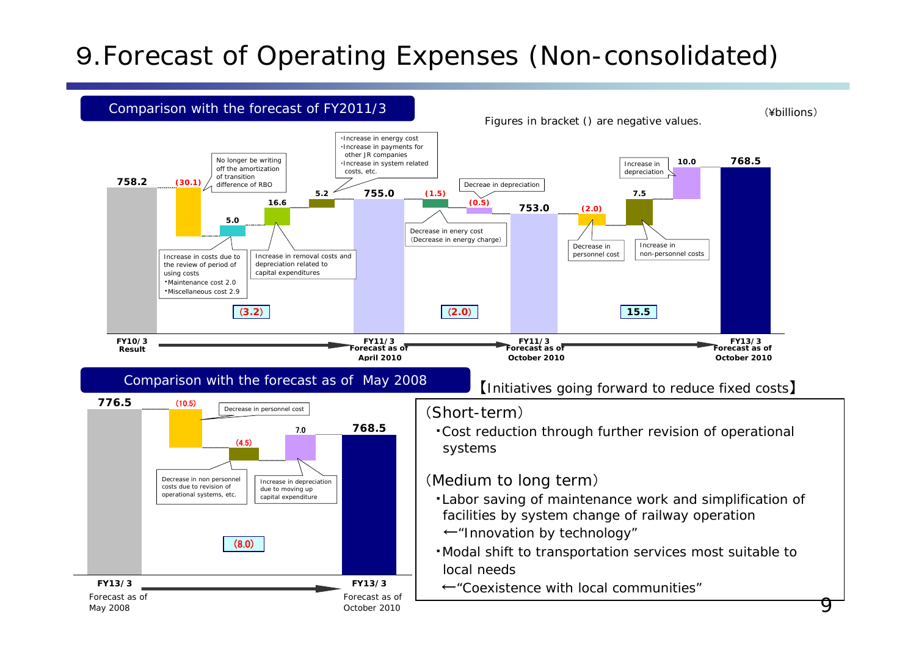# 9.Forecast of Operating Expenses (Non-consolidated)

## Comparison with the forecast of FY2011/3

(¥billions)

Figures in bracket () are negative values.

| Item | Amount | Note |
|---|---|---|
| FY10/3 Result | 758.2 | |
| | (30.1) | No longer be writing off the amortization of transition difference of RBO |
| | 5.0 | Increase in costs due to the review of period of using costs ・Maintenance cost 2.0 ・Miscellaneous cost 2.9 |
| | 16.6 | Increase in removal costs and depreciation related to capital expenditures |
| | 5.2 | ・Increase in energy cost ・Increase in payments for other JR companies ・Increase in system related costs, etc. |
| Subtotal | (3.2) | |
| FY11/3 Forecast as of April 2010 | 755.0 | |
| | (1.5) | Decrease in enery cost (Decrease in energy charge) |
| | (0.5) | Decreae in depreciation |
| Subtotal | (2.0) | |
| FY11/3 Forecast as of October 2010 | 753.0 | |
| | (2.0) | Decrease in personnel cost |
| | 7.5 | Increase in non-personnel costs |
| | 10.0 | Increase in depreciation |
| Subtotal | 15.5 | |
| FY13/3 Forecast as of October 2010 | 768.5 | |

## Comparison with the forecast as of May 2008

| Item | Amount | Note |
|---|---|---|
| FY13/3 Forecast as of May 2008 | 776.5 | |
| | (10.5) | Decrease in personnel cost |
| | (4.5) | Decrease in non personnel costs due to revision of operational systems, etc. |
| | 7.0 | Increase in depreciation due to moving up capital expenditure |
| Subtotal | (8.0) | |
| FY13/3 Forecast as of October 2010 | 768.5 | |

【Initiatives going forward to reduce fixed costs】

(Short-term)

・Cost reduction through further revision of operational systems

(Medium to long term)

・Labor saving of maintenance work and simplification of facilities by system change of railway operation
←"Innovation by technology"

・Modal shift to transportation services most suitable to local needs
←"Coexistence with local communities"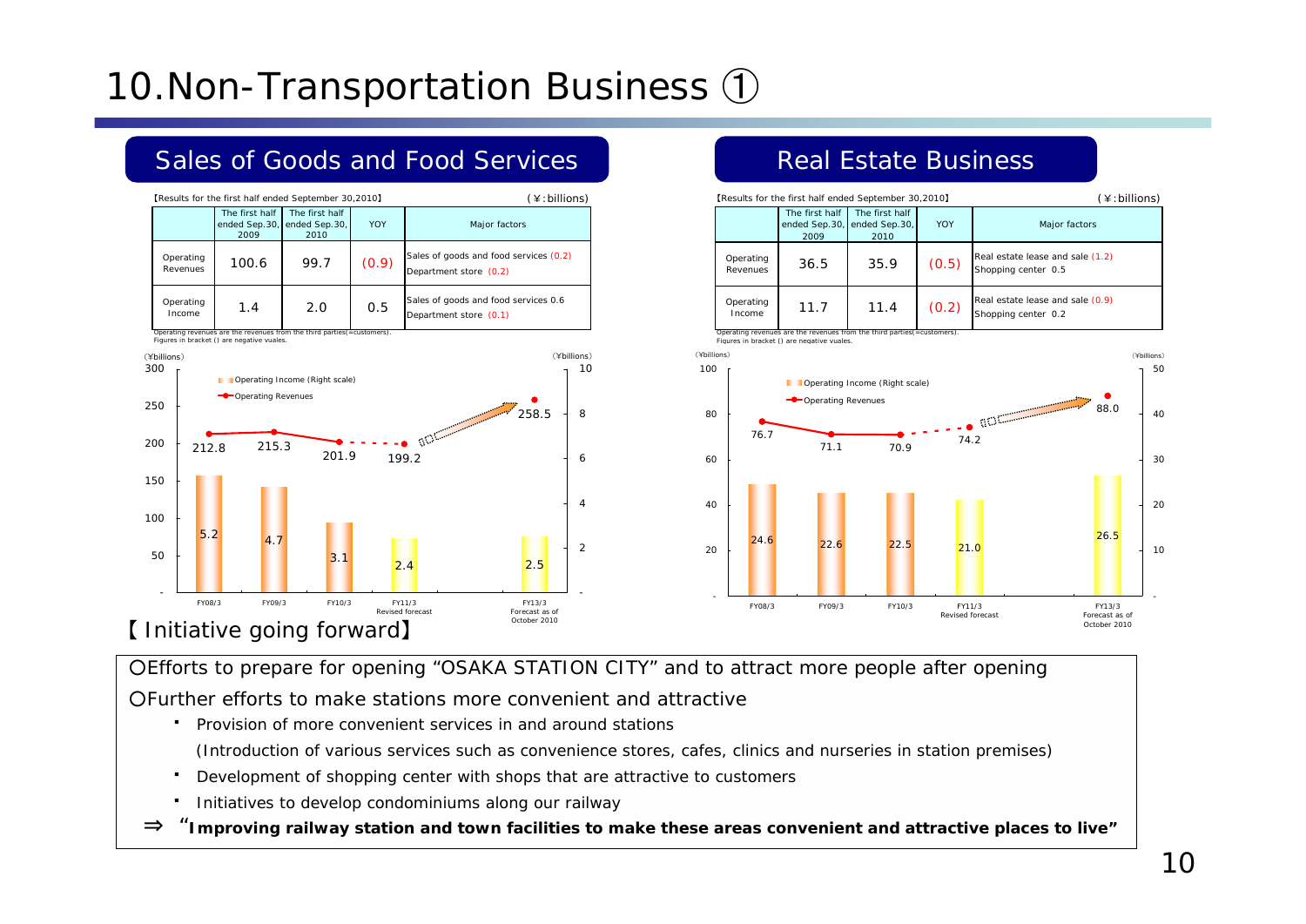# 10.Non-Transportation Business ①

## Sales of Goods and Food Services

【Results for the first half ended September 30,2010】 (￥:billions)

| | The first half ended Sep.30, 2009 | The first half ended Sep.30, 2010 | YOY | Major factors |
|---|---|---|---|---|
| Operating Revenues | 100.6 | 99.7 | (0.9) | Sales of goods and food services (0.2)<br>Department store (0.2) |
| Operating Income | 1.4 | 2.0 | 0.5 | Sales of goods and food services 0.6<br>Department store (0.1) |

Operating revenues are the revenues from the third parties(=customers).
Figures in bracket () are negative vuales.

| (￥billions) | FY08/3 | FY09/3 | FY10/3 | FY11/3 Revised forecast | FY13/3 Forecast as of October 2010 |
|---|---|---|---|---|---|
| Operating Revenues | 212.8 | 215.3 | 201.9 | 199.2 | 258.5 |
| Operating Income (Right scale) | 5.2 | 4.7 | 3.1 | 2.4 | 2.5 |

## Real Estate Business

【Results for the first half ended September 30,2010】 (￥:billions)

| | The first half ended Sep.30, 2009 | The first half ended Sep.30, 2010 | YOY | Major factors |
|---|---|---|---|---|
| Operating Revenues | 36.5 | 35.9 | (0.5) | Real estate lease and sale (1.2)<br>Shopping center 0.5 |
| Operating Income | 11.7 | 11.4 | (0.2) | Real estate lease and sale (0.9)<br>Shopping center 0.2 |

Operating revenues are the revenues from the third parties(=customers).
Figures in bracket () are negative vuales.

| (￥billions) | FY08/3 | FY09/3 | FY10/3 | FY11/3 Revised forecast | FY13/3 Forecast as of October 2010 |
|---|---|---|---|---|---|
| Operating Revenues | 76.7 | 71.1 | 70.9 | 74.2 | 88.0 |
| Operating Income (Right scale) | 24.6 | 22.6 | 22.5 | 21.0 | 26.5 |

## 【Initiative going forward】

○Efforts to prepare for opening "OSAKA STATION CITY" and to attract more people after opening

○Further efforts to make stations more convenient and attractive

- Provision of more convenient services in and around stations
  (Introduction of various services such as convenience stores, cafes, clinics and nurseries in station premises)
- Development of shopping center with shops that are attractive to customers
- Initiatives to develop condominiums along our railway

⇒ **"Improving railway station and town facilities to make these areas convenient and attractive places to live"**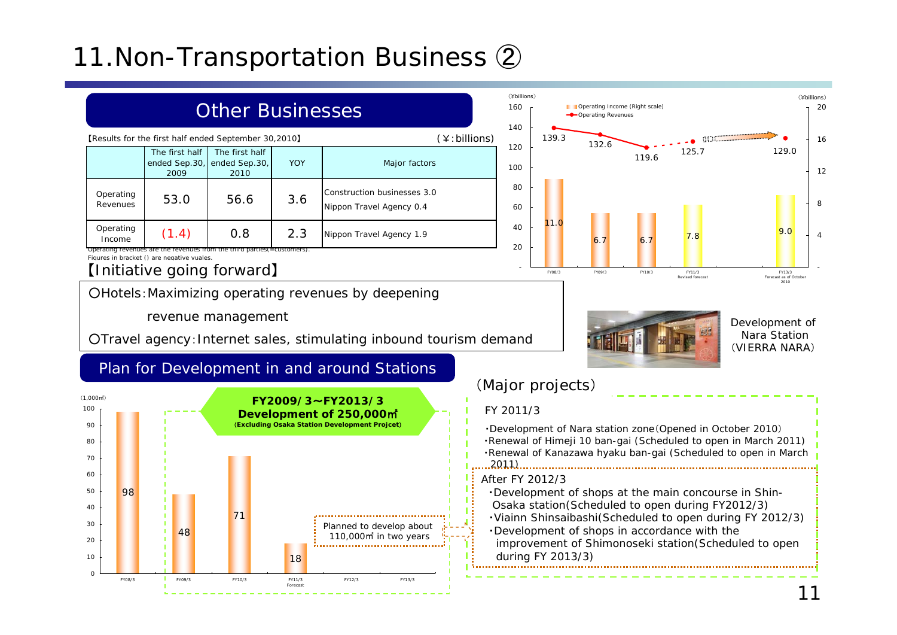# 11.Non-Transportation Business ②

## Other Businesses

【Results for the first half ended September 30,2010】 (￥:billions)

| | The first half ended Sep.30, 2009 | The first half ended Sep.30, 2010 | YOY | Major factors |
|---|---|---|---|---|
| Operating Revenues | 53.0 | 56.6 | 3.6 | Construction businesses 3.0<br>Nippon Travel Agency 0.4 |
| Operating Income | (1.4) | 0.8 | 2.3 | Nippon Travel Agency 1.9 |

Operating revenues are the revenues from the third parties(=customers).
Figures in bracket () are negative vuales.

(￥billions)

| | FY08/3 | FY09/3 | FY10/3 | FY11/3 Revised forecast | FY13/3 Forecast as of October 2010 |
|---|---|---|---|---|---|
| Operating Revenues | 139.3 | 132.6 | 119.6 | 125.7 | 129.0 |
| Operating Income (Right scale) | 11.0 | 6.7 | 6.7 | 7.8 | 9.0 |

【Initiative going forward】

○Hotels:Maximizing operating revenues by deepening revenue management

○Travel agency:Internet sales, stimulating inbound tourism demand

Development of Nara Station (VIERRA NARA)

## Plan for Development in and around Stations

**FY2009/3～FY2013/3 Development of 250,000㎡ (Excluding Osaka Station Development Projcet)**

(1,000㎡)

| FY08/3 | FY09/3 | FY10/3 | FY11/3 Forecast | FY12/3 | FY13/3 |
|---|---|---|---|---|---|
| 98 | 48 | 71 | 18 | | |

Planned to develop about 110,000㎡ in two years

(Major projects)

FY 2011/3

- ・Development of Nara station zone(Opened in October 2010)
- ・Renewal of Himeji 10 ban-gai (Scheduled to open in March 2011)
- ・Renewal of Kanazawa hyaku ban-gai (Scheduled to open in March 2011)

After FY 2012/3

- ・Development of shops at the main concourse in Shin-Osaka station(Scheduled to open during FY2012/3)
- ・Viainn Shinsaibashi(Scheduled to open during FY 2012/3)
- ・Development of shops in accordance with the improvement of Shimonoseki station(Scheduled to open during FY 2013/3)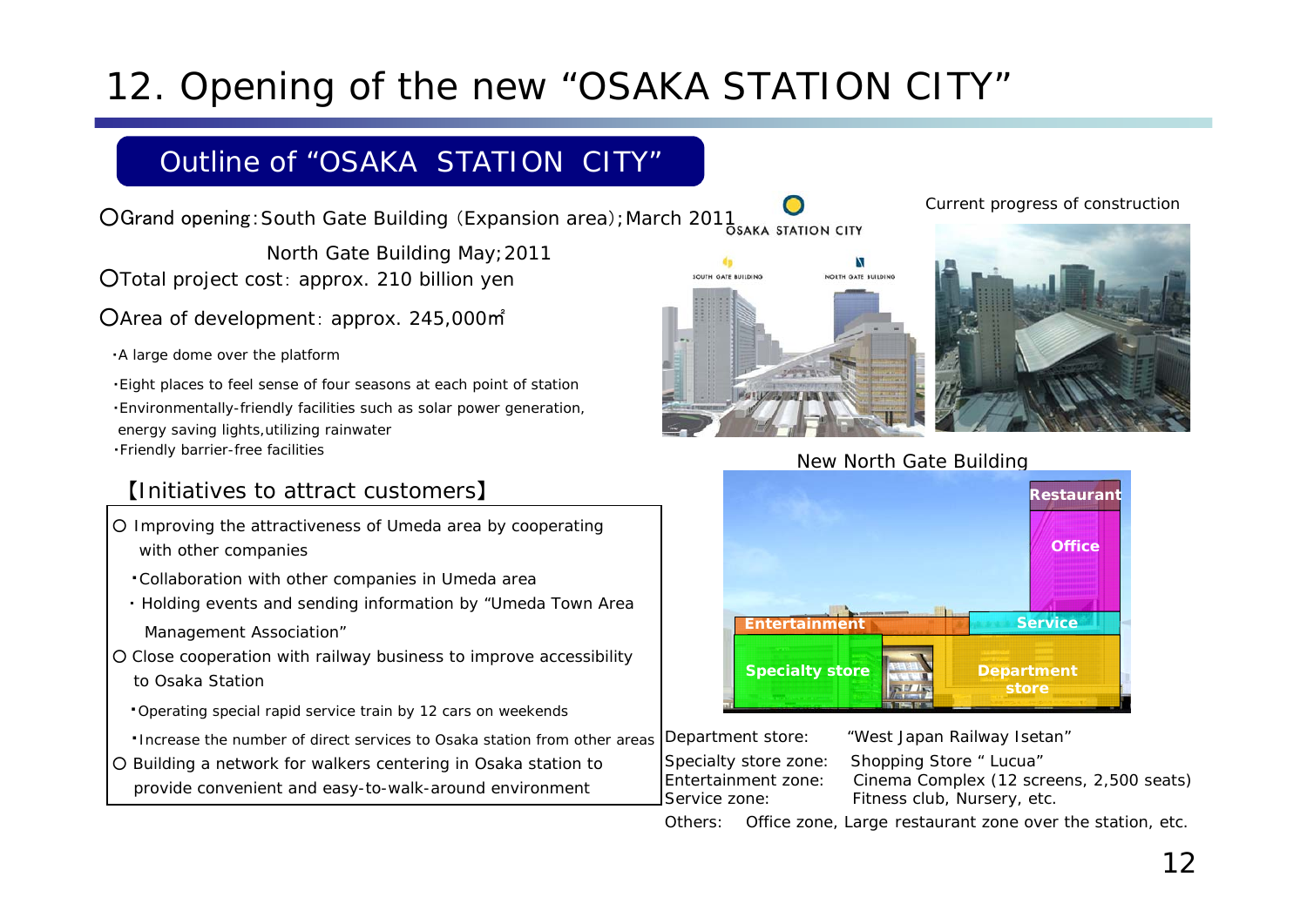# 12. Opening of the new "OSAKA STATION CITY"

## Outline of "OSAKA STATION CITY"

- ○Grand opening：South Gate Building（Expansion area)；March 2011
  North Gate Building May；2011
- ○Total project cost：approx. 210 billion yen
- ○Area of development：approx. 245,000㎡

・A large dome over the platform

・Eight places to feel sense of four seasons at each point of station

・Environmentally-friendly facilities such as solar power generation, energy saving lights,utilizing rainwater

・Friendly barrier-free facilities

Current progress of construction

### 【Initiatives to attract customers】

- ○ Improving the attractiveness of Umeda area by cooperating with other companies
  - ・Collaboration with other companies in Umeda area
  - ・Holding events and sending information by "Umeda Town Area Management Association"
- ○ Close cooperation with railway business to improve accessibility to Osaka Station
  - ・Operating special rapid service train by 12 cars on weekends
  - ・Increase the number of direct services to Osaka station from other areas
- ○ Building a network for walkers centering in Osaka station to provide convenient and easy-to-walk-around environment

New North Gate Building

Restaurant / Office / Entertainment / Service / Specialty store / Department store

Department store: "West Japan Railway Isetan"
Specialty store zone: Shopping Store " Lucua"
Entertainment zone: Cinema Complex (12 screens, 2,500 seats)
Service zone: Fitness club, Nursery, etc.

Others: Office zone, Large restaurant zone over the station, etc.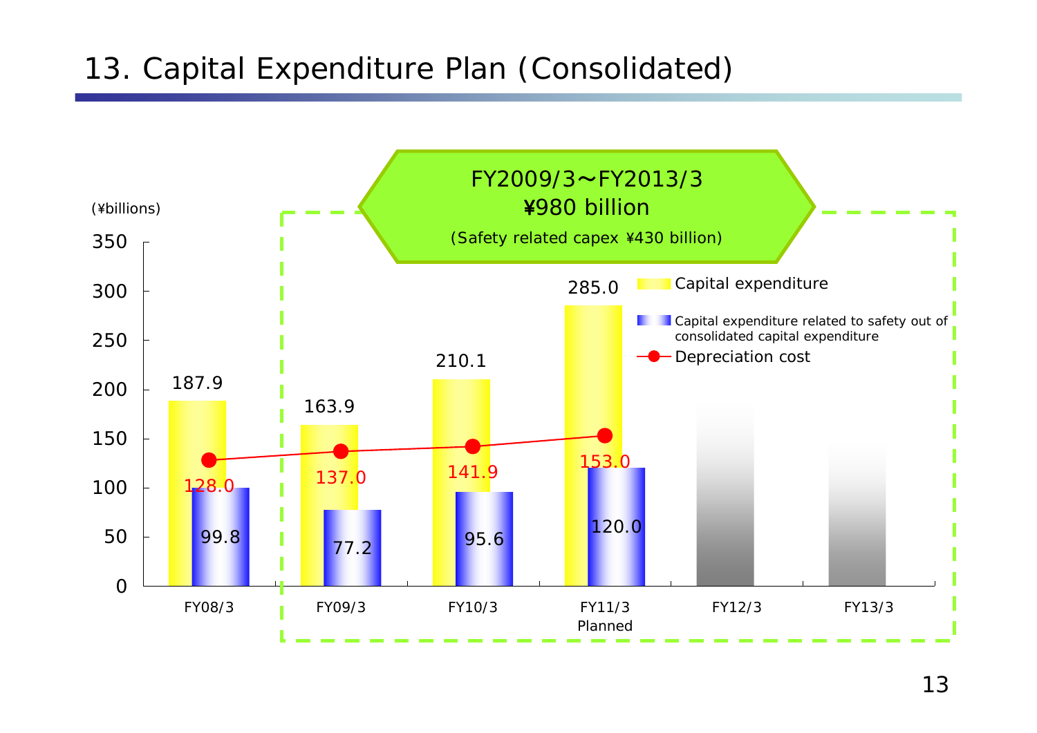# 13. Capital Expenditure Plan (Consolidated)

FY2009/3～FY2013/3
¥980 billion
(Safety related capex ¥430 billion)

(¥billions)

| | FY08/3 | FY09/3 | FY10/3 | FY11/3 Planned | FY12/3 | FY13/3 |
|---|---|---|---|---|---|---|
| Capital expenditure | 187.9 | 163.9 | 210.1 | 285.0 | | |
| Capital expenditure related to safety out of consolidated capital expenditure | 99.8 | 77.2 | 95.6 | 120.0 | | |
| Depreciation cost | 128.0 | 137.0 | 141.9 | 153.0 | | |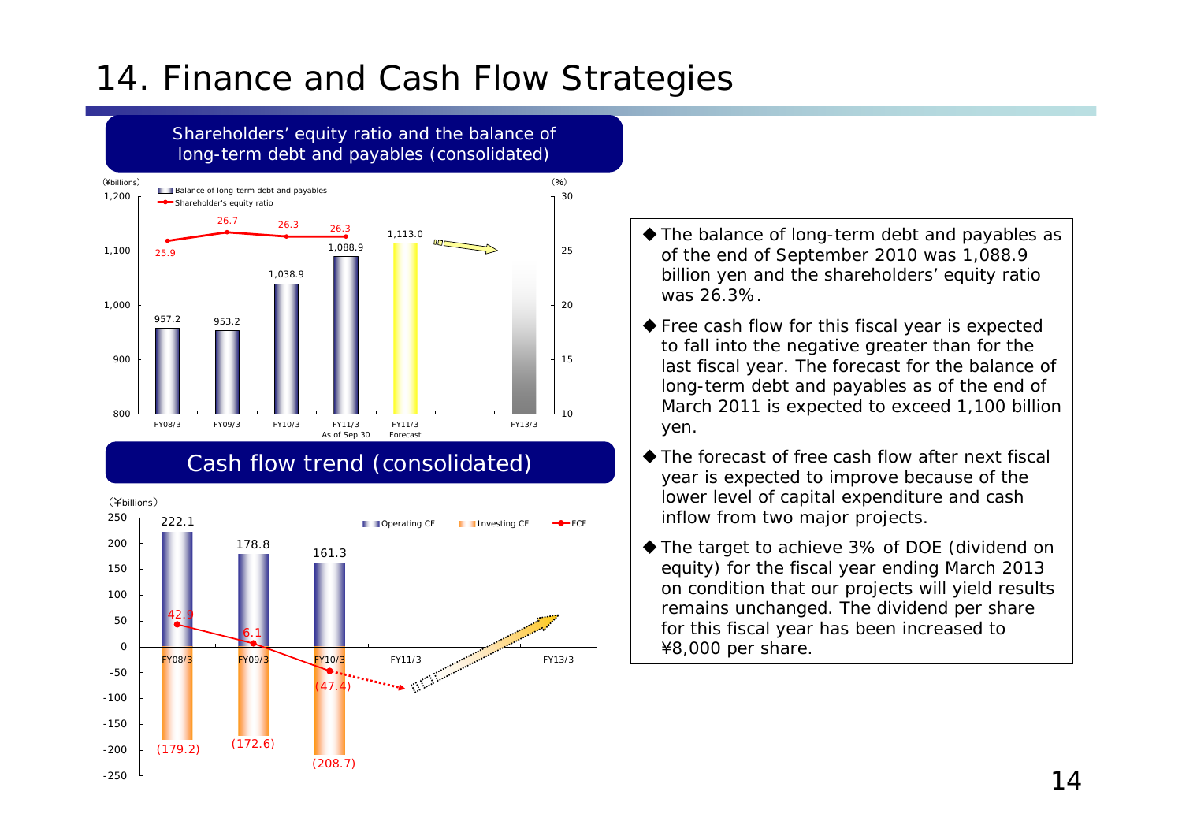# 14. Finance and Cash Flow Strategies

## Shareholders' equity ratio and the balance of long-term debt and payables (consolidated)

(¥billions) / (%)

| | FY08/3 | FY09/3 | FY10/3 | FY11/3 As of Sep.30 | FY11/3 Forecast | FY13/3 |
|---|---|---|---|---|---|---|
| Balance of long-term debt and payables | 957.2 | 953.2 | 1,038.9 | 1,088.9 | 1,113.0 | |
| Shareholder's equity ratio | 25.9 | 26.7 | 26.3 | 26.3 | | |

## Cash flow trend (consolidated)

(¥billions)

| | FY08/3 | FY09/3 | FY10/3 | FY11/3 | FY13/3 |
|---|---|---|---|---|---|
| Operating CF | 222.1 | 178.8 | 161.3 | | |
| Investing CF | (179.2) | (172.6) | (208.7) | | |
| FCF | 42.9 | 6.1 | (47.4) | | |

- ◆ The balance of long-term debt and payables as of the end of September 2010 was 1,088.9 billion yen and the shareholders' equity ratio was 26.3%.
- ◆ Free cash flow for this fiscal year is expected to fall into the negative greater than for the last fiscal year. The forecast for the balance of long-term debt and payables as of the end of March 2011 is expected to exceed 1,100 billion yen.
- ◆ The forecast of free cash flow after next fiscal year is expected to improve because of the lower level of capital expenditure and cash inflow from two major projects.
- ◆ The target to achieve 3% of DOE (dividend on equity) for the fiscal year ending March 2013 on condition that our projects will yield results remains unchanged. The dividend per share for this fiscal year has been increased to ¥8,000 per share.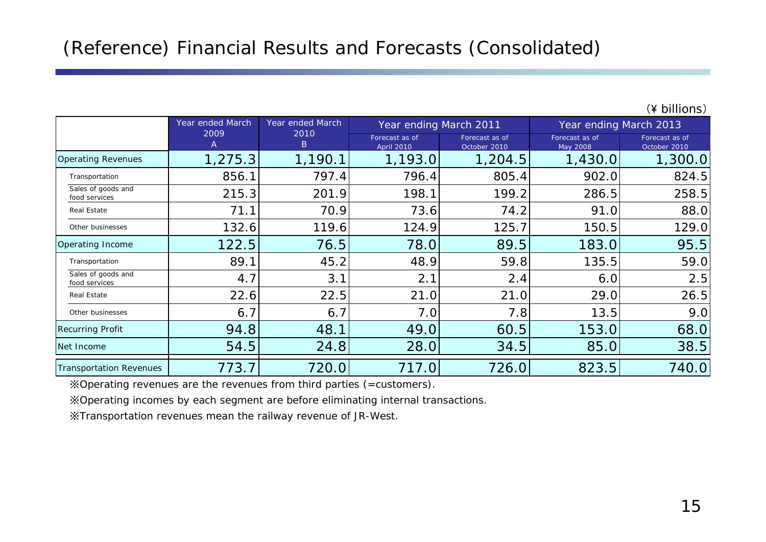# (Reference) Financial Results and Forecasts (Consolidated)

(¥ billions)

| | Year ended March 2009 A | Year ended March 2010 B | Year ending March 2011 | | Year ending March 2013 | |
|---|---|---|---|---|---|---|
| | | | Forecast as of April 2010 | Forecast as of October 2010 | Forecast as of May 2008 | Forecast as of October 2010 |
| Operating Revenues | 1,275.3 | 1,190.1 | 1,193.0 | 1,204.5 | 1,430.0 | 1,300.0 |
| Transportation | 856.1 | 797.4 | 796.4 | 805.4 | 902.0 | 824.5 |
| Sales of goods and food services | 215.3 | 201.9 | 198.1 | 199.2 | 286.5 | 258.5 |
| Real Estate | 71.1 | 70.9 | 73.6 | 74.2 | 91.0 | 88.0 |
| Other businesses | 132.6 | 119.6 | 124.9 | 125.7 | 150.5 | 129.0 |
| Operating Income | 122.5 | 76.5 | 78.0 | 89.5 | 183.0 | 95.5 |
| Transportation | 89.1 | 45.2 | 48.9 | 59.8 | 135.5 | 59.0 |
| Sales of goods and food services | 4.7 | 3.1 | 2.1 | 2.4 | 6.0 | 2.5 |
| Real Estate | 22.6 | 22.5 | 21.0 | 21.0 | 29.0 | 26.5 |
| Other businesses | 6.7 | 6.7 | 7.0 | 7.8 | 13.5 | 9.0 |
| Recurring Profit | 94.8 | 48.1 | 49.0 | 60.5 | 153.0 | 68.0 |
| Net Income | 54.5 | 24.8 | 28.0 | 34.5 | 85.0 | 38.5 |
| Transportation Revenues | 773.7 | 720.0 | 717.0 | 726.0 | 823.5 | 740.0 |

※Operating revenues are the revenues from third parties (=customers).

※Operating incomes by each segment are before eliminating internal transactions.

※Transportation revenues mean the railway revenue of JR-West.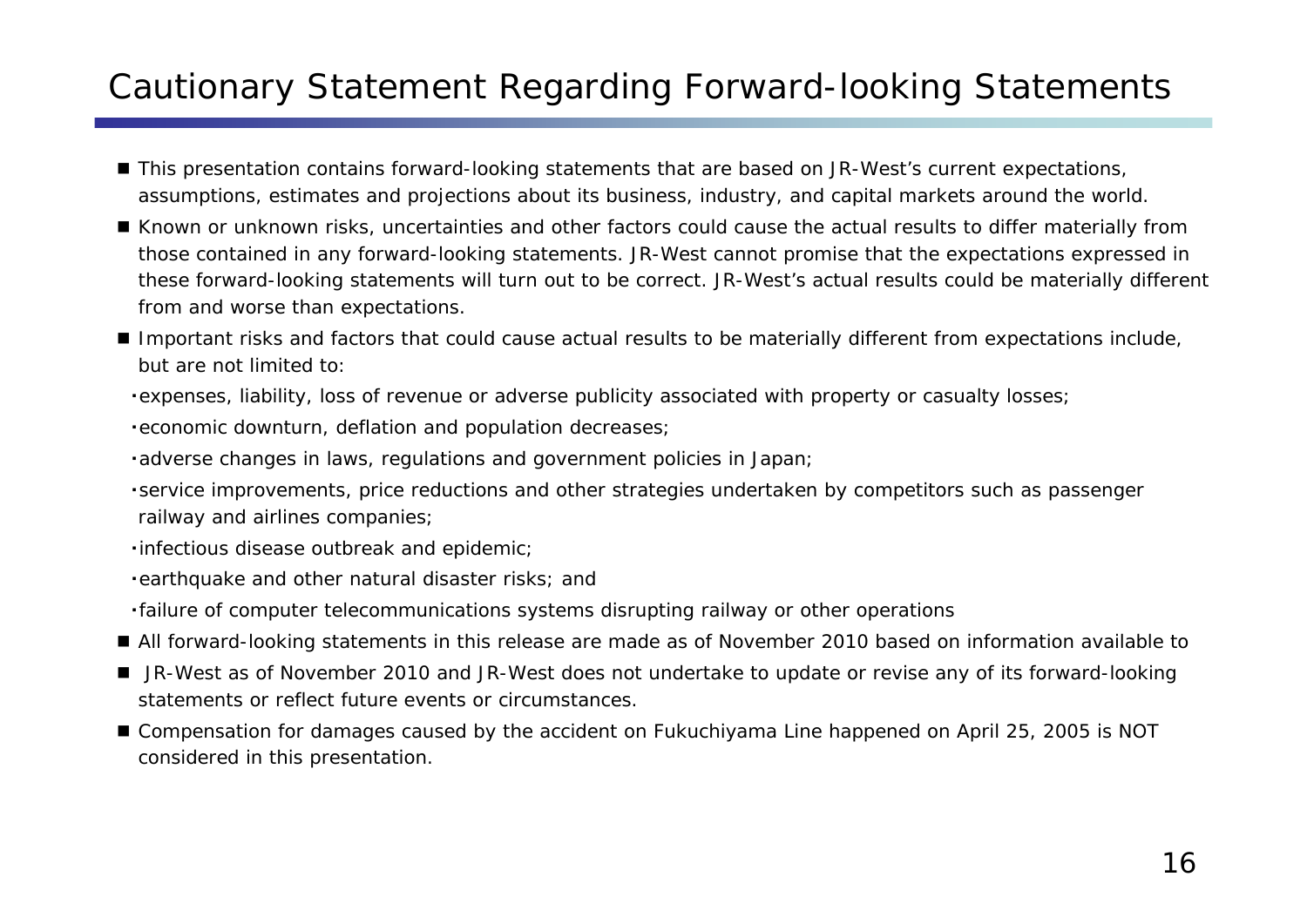# Cautionary Statement Regarding Forward-looking Statements

- This presentation contains forward-looking statements that are based on JR-West's current expectations, assumptions, estimates and projections about its business, industry, and capital markets around the world.
- Known or unknown risks, uncertainties and other factors could cause the actual results to differ materially from those contained in any forward-looking statements. JR-West cannot promise that the expectations expressed in these forward-looking statements will turn out to be correct. JR-West's actual results could be materially different from and worse than expectations.
- Important risks and factors that could cause actual results to be materially different from expectations include, but are not limited to:
  - ･expenses, liability, loss of revenue or adverse publicity associated with property or casualty losses;
  - ･economic downturn, deflation and population decreases;
  - ･adverse changes in laws, regulations and government policies in Japan;
  - ･service improvements, price reductions and other strategies undertaken by competitors such as passenger railway and airlines companies;
  - ･infectious disease outbreak and epidemic;
  - ･earthquake and other natural disaster risks; and
  - ･failure of computer telecommunications systems disrupting railway or other operations
- All forward-looking statements in this release are made as of November 2010 based on information available to
- JR-West as of November 2010 and JR-West does not undertake to update or revise any of its forward-looking statements or reflect future events or circumstances.
- Compensation for damages caused by the accident on Fukuchiyama Line happened on April 25, 2005 is NOT considered in this presentation.